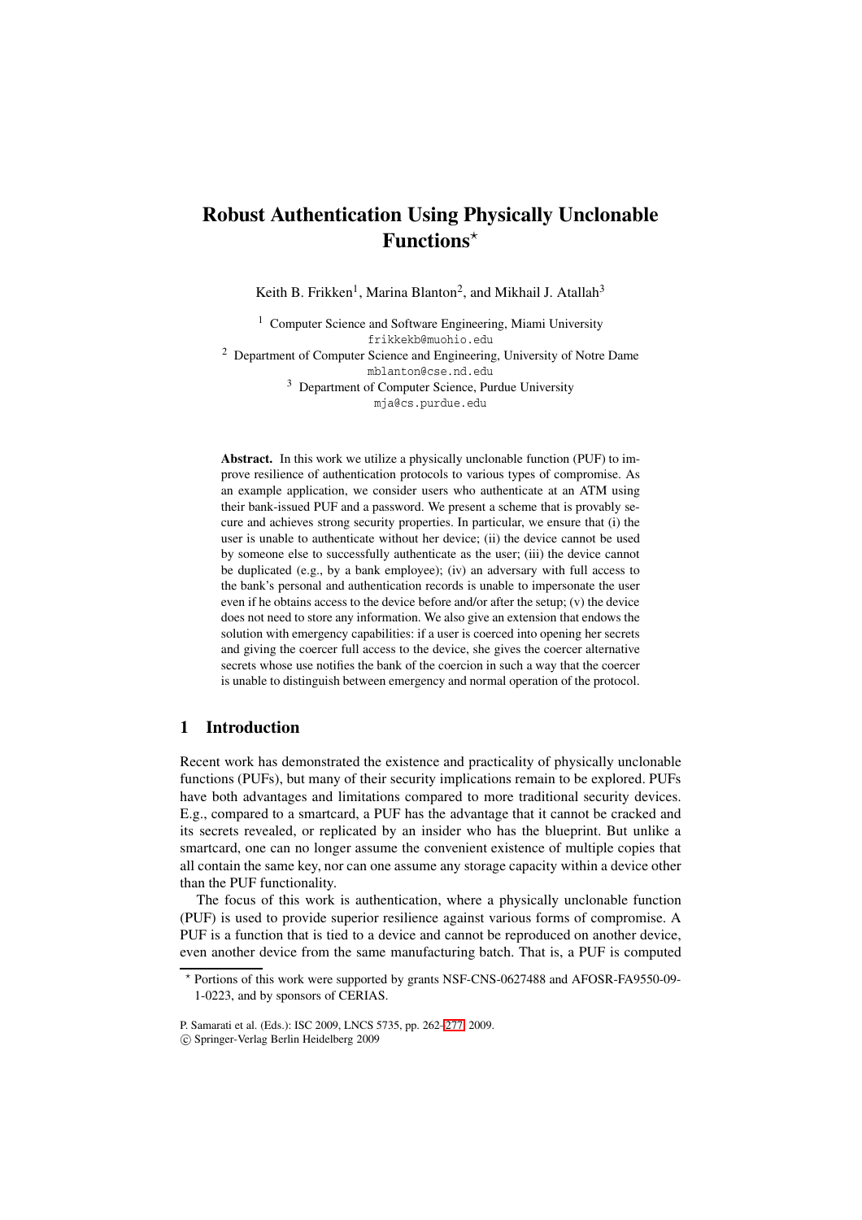# Robust Authentication Using Physically Unclonable Functions*

Keith B. Frikken[1], Marina Blanton[2], and Mikhail J. Atallah[3]

[1] Computer Science and Software Engineering, Miami University
frikkekb@muohio.edu

[2] Department of Computer Science and Engineering, University of Notre Dame
mblanton@cse.nd.edu

[3] Department of Computer Science, Purdue University
mja@cs.purdue.edu

**Abstract.** In this work we utilize a physically unclonable function (PUF) to improve resilience of authentication protocols to various types of compromise. As an example application, we consider users who authenticate at an ATM using their bank-issued PUF and a password. We present a scheme that is provably secure and achieves strong security properties. In particular, we ensure that (i) the user is unable to authenticate without her device; (ii) the device cannot be used by someone else to successfully authenticate as the user; (iii) the device cannot be duplicated (e.g., by a bank employee); (iv) an adversary with full access to the bank's personal and authentication records is unable to impersonate the user even if he obtains access to the device before and/or after the setup; (v) the device does not need to store any information. We also give an extension that endows the solution with emergency capabilities: if a user is coerced into opening her secrets and giving the coercer full access to the device, she gives the coercer alternative secrets whose use notifies the bank of the coercion in such a way that the coercer is unable to distinguish between emergency and normal operation of the protocol.

## 1 Introduction

Recent work has demonstrated the existence and practicality of physically unclonable functions (PUFs), but many of their security implications remain to be explored. PUFs have both advantages and limitations compared to more traditional security devices. E.g., compared to a smartcard, a PUF has the advantage that it cannot be cracked and its secrets revealed, or replicated by an insider who has the blueprint. But unlike a smartcard, one can no longer assume the convenient existence of multiple copies that all contain the same key, nor can one assume any storage capacity within a device other than the PUF functionality.

The focus of this work is authentication, where a physically unclonable function (PUF) is used to provide superior resilience against various forms of compromise. A PUF is a function that is tied to a device and cannot be reproduced on another device, even another device from the same manufacturing batch. That is, a PUF is computed

* Portions of this work were supported by grants NSF-CNS-0627488 and AFOSR-FA9550-09-1-0223, and by sponsors of CERIAS.

P. Samarati et al. (Eds.): ISC 2009, LNCS 5735, pp. 262–277, 2009.
© Springer-Verlag Berlin Heidelberg 2009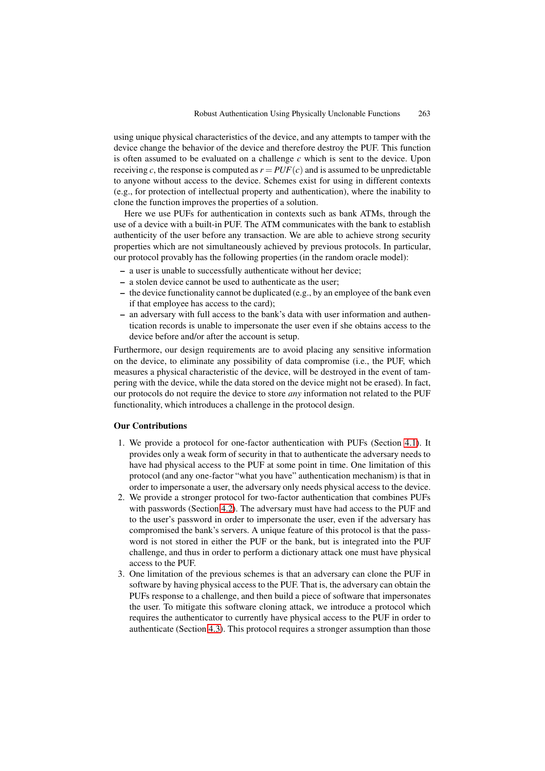using unique physical characteristics of the device, and any attempts to tamper with the device change the behavior of the device and therefore destroy the PUF. This function is often assumed to be evaluated on a challenge $c$ which is sent to the device. Upon receiving $c$, the response is computed as $r = PUF(c)$ and is assumed to be unpredictable to anyone without access to the device. Schemes exist for using in different contexts (e.g., for protection of intellectual property and authentication), where the inability to clone the function improves the properties of a solution.

Here we use PUFs for authentication in contexts such as bank ATMs, through the use of a device with a built-in PUF. The ATM communicates with the bank to establish authenticity of the user before any transaction. We are able to achieve strong security properties which are not simultaneously achieved by previous protocols. In particular, our protocol provably has the following properties (in the random oracle model):

- a user is unable to successfully authenticate without her device;
- a stolen device cannot be used to authenticate as the user;
- the device functionality cannot be duplicated (e.g., by an employee of the bank even if that employee has access to the card);
- an adversary with full access to the bank's data with user information and authentication records is unable to impersonate the user even if she obtains access to the device before and/or after the account is setup.

Furthermore, our design requirements are to avoid placing any sensitive information on the device, to eliminate any possibility of data compromise (i.e., the PUF, which measures a physical characteristic of the device, will be destroyed in the event of tampering with the device, while the data stored on the device might not be erased). In fact, our protocols do not require the device to store *any* information not related to the PUF functionality, which introduces a challenge in the protocol design.

**Our Contributions**

1. We provide a protocol for one-factor authentication with PUFs (Section 4.1). It provides only a weak form of security in that to authenticate the adversary needs to have had physical access to the PUF at some point in time. One limitation of this protocol (and any one-factor "what you have" authentication mechanism) is that in order to impersonate a user, the adversary only needs physical access to the device.
2. We provide a stronger protocol for two-factor authentication that combines PUFs with passwords (Section 4.2). The adversary must have had access to the PUF and to the user's password in order to impersonate the user, even if the adversary has compromised the bank's servers. A unique feature of this protocol is that the password is not stored in either the PUF or the bank, but is integrated into the PUF challenge, and thus in order to perform a dictionary attack one must have physical access to the PUF.
3. One limitation of the previous schemes is that an adversary can clone the PUF in software by having physical access to the PUF. That is, the adversary can obtain the PUFs response to a challenge, and then build a piece of software that impersonates the user. To mitigate this software cloning attack, we introduce a protocol which requires the authenticator to currently have physical access to the PUF in order to authenticate (Section 4.3). This protocol requires a stronger assumption than those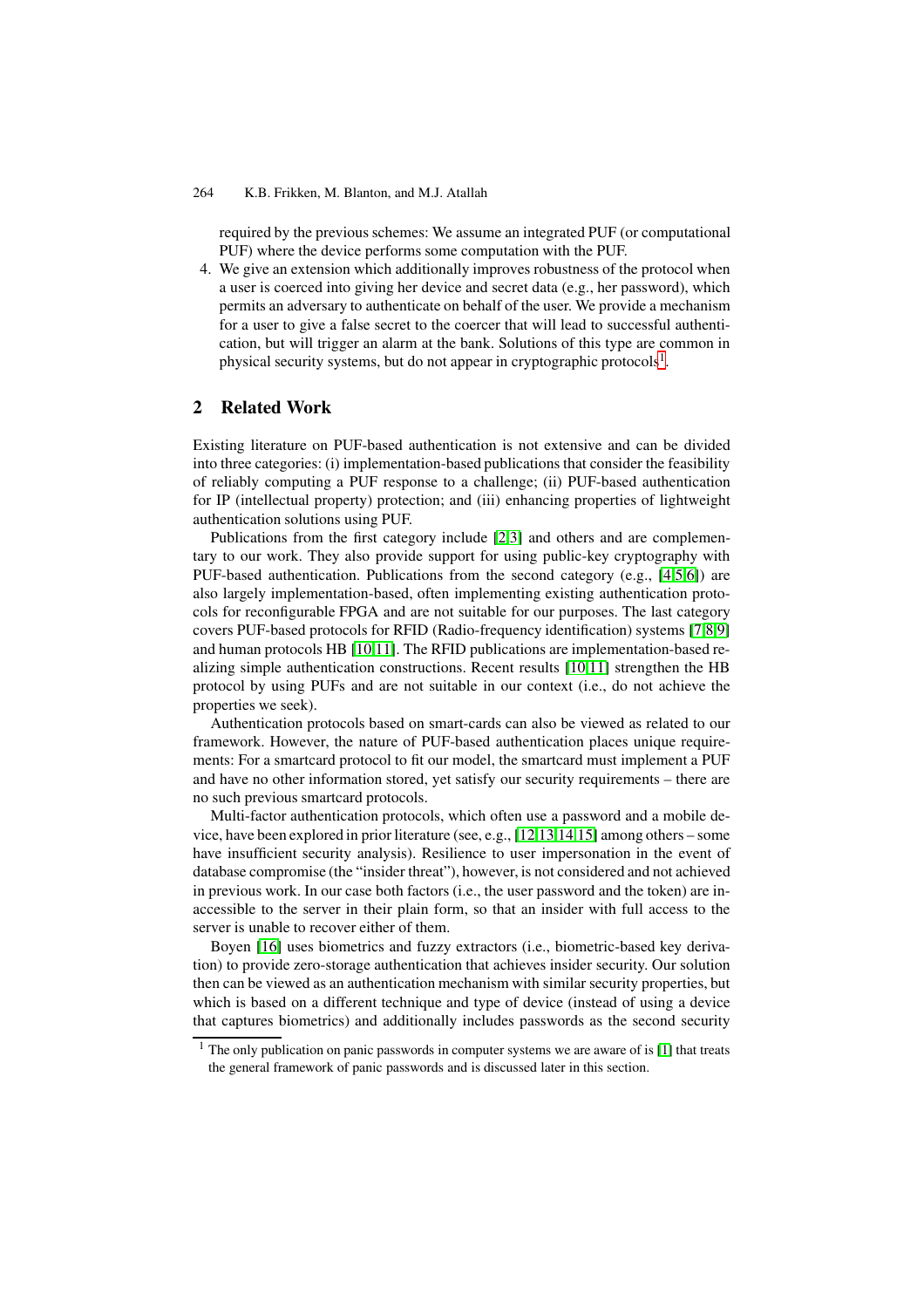required by the previous schemes: We assume an integrated PUF (or computational PUF) where the device performs some computation with the PUF.

4. We give an extension which additionally improves robustness of the protocol when a user is coerced into giving her device and secret data (e.g., her password), which permits an adversary to authenticate on behalf of the user. We provide a mechanism for a user to give a false secret to the coercer that will lead to successful authentication, but will trigger an alarm at the bank. Solutions of this type are common in physical security systems, but do not appear in cryptographic protocols[1].

## 2 Related Work

Existing literature on PUF-based authentication is not extensive and can be divided into three categories: (i) implementation-based publications that consider the feasibility of reliably computing a PUF response to a challenge; (ii) PUF-based authentication for IP (intellectual property) protection; and (iii) enhancing properties of lightweight authentication solutions using PUF.

Publications from the first category include [2,3] and others and are complementary to our work. They also provide support for using public-key cryptography with PUF-based authentication. Publications from the second category (e.g., [4,5,6]) are also largely implementation-based, often implementing existing authentication protocols for reconfigurable FPGA and are not suitable for our purposes. The last category covers PUF-based protocols for RFID (Radio-frequency identification) systems [7,8,9] and human protocols HB [10,11]. The RFID publications are implementation-based realizing simple authentication constructions. Recent results [10,11] strengthen the HB protocol by using PUFs and are not suitable in our context (i.e., do not achieve the properties we seek).

Authentication protocols based on smart-cards can also be viewed as related to our framework. However, the nature of PUF-based authentication places unique requirements: For a smartcard protocol to fit our model, the smartcard must implement a PUF and have no other information stored, yet satisfy our security requirements – there are no such previous smartcard protocols.

Multi-factor authentication protocols, which often use a password and a mobile device, have been explored in prior literature (see, e.g., [12,13,14,15] among others – some have insufficient security analysis). Resilience to user impersonation in the event of database compromise (the "insider threat"), however, is not considered and not achieved in previous work. In our case both factors (i.e., the user password and the token) are inaccessible to the server in their plain form, so that an insider with full access to the server is unable to recover either of them.

Boyen [16] uses biometrics and fuzzy extractors (i.e., biometric-based key derivation) to provide zero-storage authentication that achieves insider security. Our solution then can be viewed as an authentication mechanism with similar security properties, but which is based on a different technique and type of device (instead of using a device that captures biometrics) and additionally includes passwords as the second security

---

[1] The only publication on panic passwords in computer systems we are aware of is [1] that treats the general framework of panic passwords and is discussed later in this section.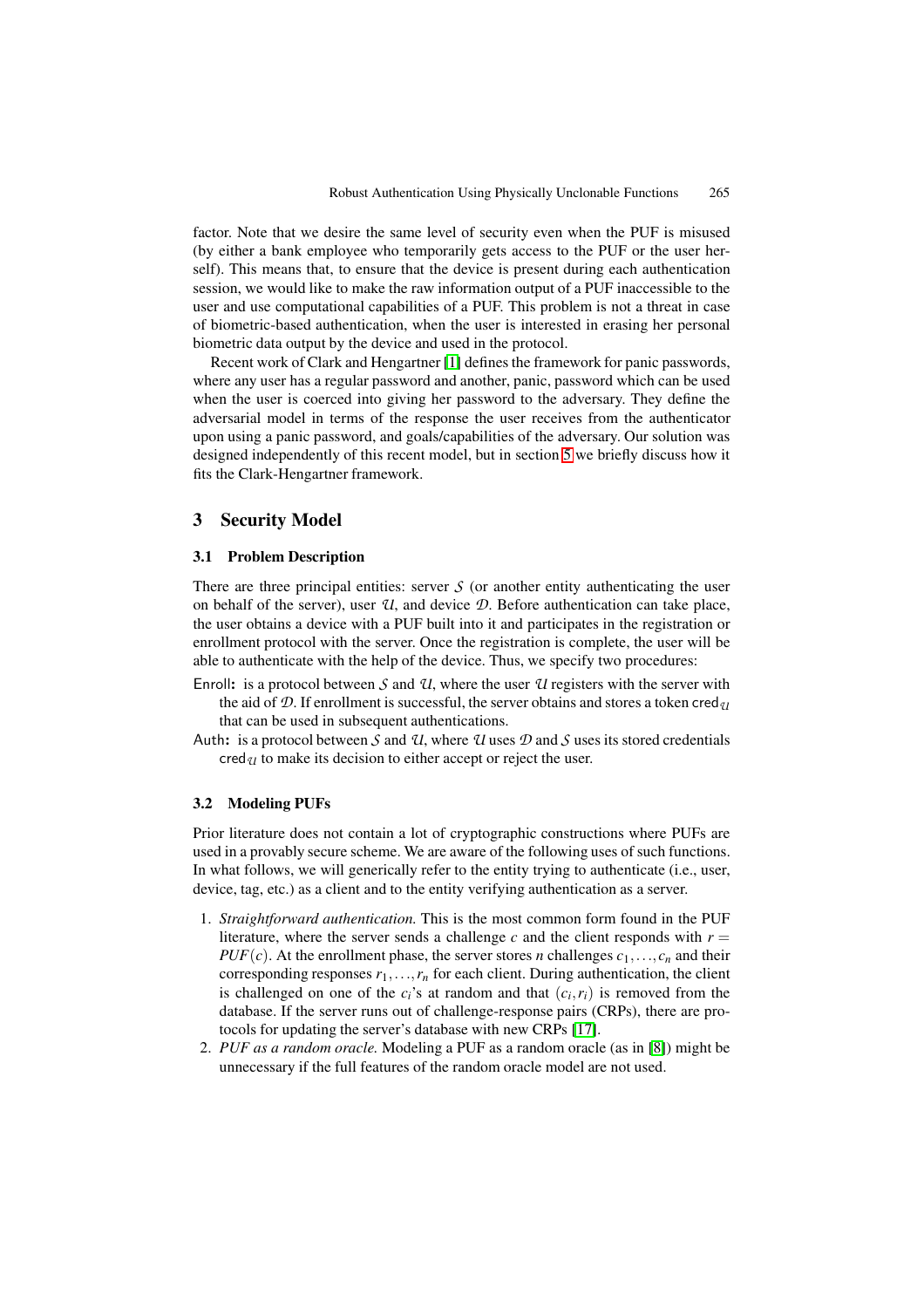factor. Note that we desire the same level of security even when the PUF is misused (by either a bank employee who temporarily gets access to the PUF or the user herself). This means that, to ensure that the device is present during each authentication session, we would like to make the raw information output of a PUF inaccessible to the user and use computational capabilities of a PUF. This problem is not a threat in case of biometric-based authentication, when the user is interested in erasing her personal biometric data output by the device and used in the protocol.

Recent work of Clark and Hengartner [1] defines the framework for panic passwords, where any user has a regular password and another, panic, password which can be used when the user is coerced into giving her password to the adversary. They define the adversarial model in terms of the response the user receives from the authenticator upon using a panic password, and goals/capabilities of the adversary. Our solution was designed independently of this recent model, but in section 5 we briefly discuss how it fits the Clark-Hengartner framework.

## 3 Security Model

### 3.1 Problem Description

There are three principal entities: server $\mathcal{S}$ (or another entity authenticating the user on behalf of the server), user $\mathcal{U}$, and device $\mathcal{D}$. Before authentication can take place, the user obtains a device with a PUF built into it and participates in the registration or enrollment protocol with the server. Once the registration is complete, the user will be able to authenticate with the help of the device. Thus, we specify two procedures:

- Enroll**:** is a protocol between $\mathcal{S}$ and $\mathcal{U}$, where the user $\mathcal{U}$ registers with the server with the aid of $\mathcal{D}$. If enrollment is successful, the server obtains and stores a token $\mathsf{cred}_{\mathcal{U}}$ that can be used in subsequent authentications.
- Auth**:** is a protocol between $\mathcal{S}$ and $\mathcal{U}$, where $\mathcal{U}$ uses $\mathcal{D}$ and $\mathcal{S}$ uses its stored credentials $\mathsf{cred}_{\mathcal{U}}$ to make its decision to either accept or reject the user.

### 3.2 Modeling PUFs

Prior literature does not contain a lot of cryptographic constructions where PUFs are used in a provably secure scheme. We are aware of the following uses of such functions. In what follows, we will generically refer to the entity trying to authenticate (i.e., user, device, tag, etc.) as a client and to the entity verifying authentication as a server.

1. *Straightforward authentication.* This is the most common form found in the PUF literature, where the server sends a challenge $c$ and the client responds with $r = PUF(c)$. At the enrollment phase, the server stores $n$ challenges $c_1, \ldots, c_n$ and their corresponding responses $r_1, \ldots, r_n$ for each client. During authentication, the client is challenged on one of the $c_i$'s at random and that $(c_i, r_i)$ is removed from the database. If the server runs out of challenge-response pairs (CRPs), there are protocols for updating the server's database with new CRPs [17].
2. *PUF as a random oracle.* Modeling a PUF as a random oracle (as in [8]) might be unnecessary if the full features of the random oracle model are not used.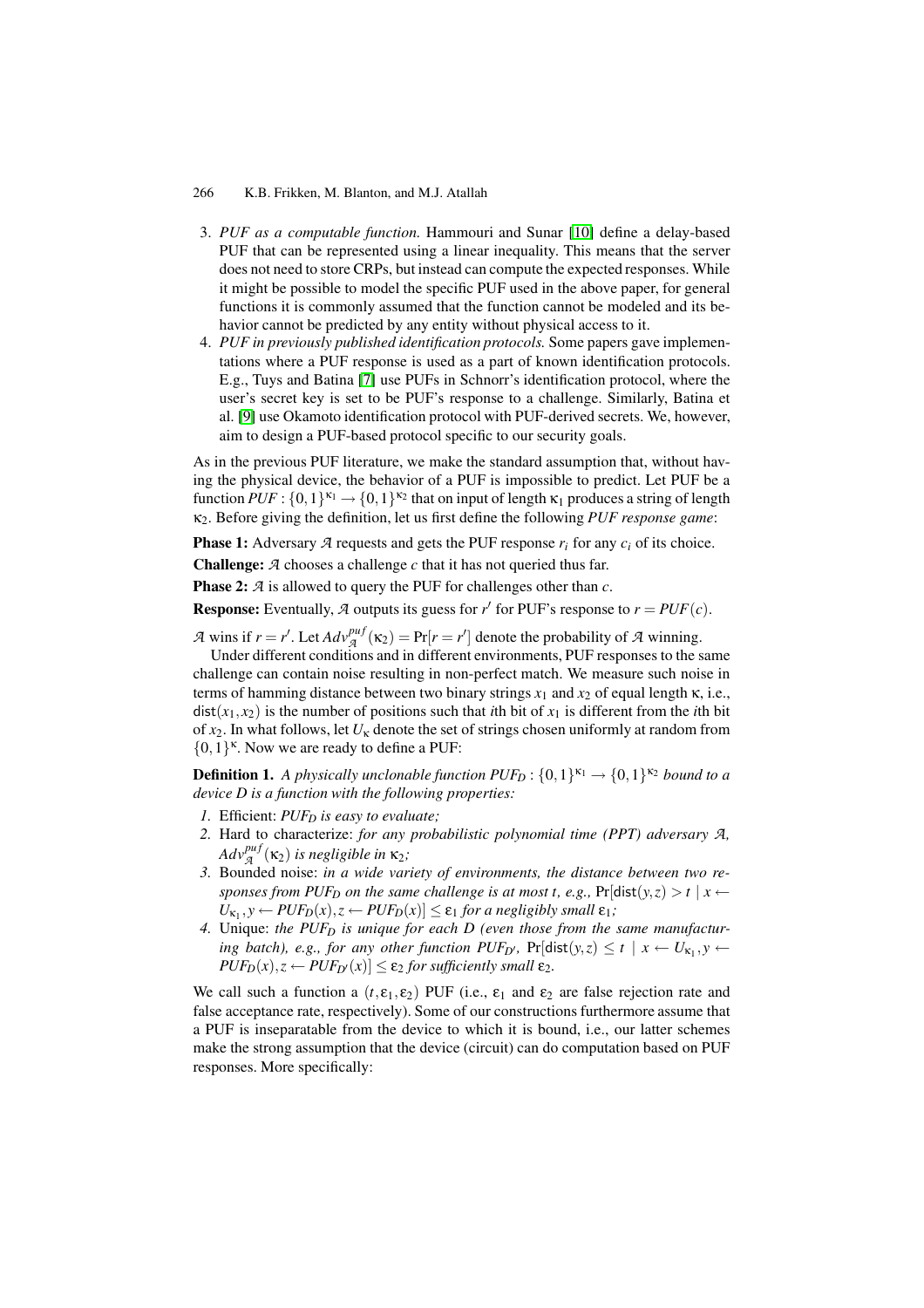3. *PUF as a computable function.* Hammouri and Sunar [10] define a delay-based PUF that can be represented using a linear inequality. This means that the server does not need to store CRPs, but instead can compute the expected responses. While it might be possible to model the specific PUF used in the above paper, for general functions it is commonly assumed that the function cannot be modeled and its behavior cannot be predicted by any entity without physical access to it.
4. *PUF in previously published identification protocols.* Some papers gave implementations where a PUF response is used as a part of known identification protocols. E.g., Tuys and Batina [7] use PUFs in Schnorr's identification protocol, where the user's secret key is set to be PUF's response to a challenge. Similarly, Batina et al. [9] use Okamoto identification protocol with PUF-derived secrets. We, however, aim to design a PUF-based protocol specific to our security goals.

As in the previous PUF literature, we make the standard assumption that, without having the physical device, the behavior of a PUF is impossible to predict. Let PUF be a function $PUF : \{0,1\}^{\kappa_1} \to \{0,1\}^{\kappa_2}$ that on input of length $\kappa_1$ produces a string of length $\kappa_2$. Before giving the definition, let us first define the following *PUF response game*:

**Phase 1:** Adversary $\mathcal{A}$ requests and gets the PUF response $r_i$ for any $c_i$ of its choice.

**Challenge:** $\mathcal{A}$ chooses a challenge $c$ that it has not queried thus far.

**Phase 2:** $\mathcal{A}$ is allowed to query the PUF for challenges other than $c$.

**Response:** Eventually, $\mathcal{A}$ outputs its guess for $r'$ for PUF's response to $r = PUF(c)$.

$\mathcal{A}$ wins if $r = r'$. Let $Adv_{\mathcal{A}}^{puf}(\kappa_2) = \Pr[r = r']$ denote the probability of $\mathcal{A}$ winning.

Under different conditions and in different environments, PUF responses to the same challenge can contain noise resulting in non-perfect match. We measure such noise in terms of hamming distance between two binary strings $x_1$ and $x_2$ of equal length $\kappa$, i.e., $\mathsf{dist}(x_1, x_2)$ is the number of positions such that $i$th bit of $x_1$ is different from the $i$th bit of $x_2$. In what follows, let $U_\kappa$ denote the set of strings chosen uniformly at random from $\{0,1\}^\kappa$. Now we are ready to define a PUF:

**Definition 1.** *A physically unclonable function $PUF_D : \{0,1\}^{\kappa_1} \to \{0,1\}^{\kappa_2}$ bound to a device $D$ is a function with the following properties:*

1. Efficient: *$PUF_D$ is easy to evaluate;*
2. Hard to characterize: *for any probabilistic polynomial time (PPT) adversary $\mathcal{A}$, $Adv_{\mathcal{A}}^{puf}(\kappa_2)$ is negligible in $\kappa_2$;*
3. Bounded noise: *in a wide variety of environments, the distance between two responses from $PUF_D$ on the same challenge is at most $t$, e.g.,* $\Pr[\mathsf{dist}(y,z) > t \mid x \leftarrow U_{\kappa_1}, y \leftarrow PUF_D(x), z \leftarrow PUF_D(x)] \leq \varepsilon_1$ *for a negligibly small $\varepsilon_1$;*
4. Unique: *the $PUF_D$ is unique for each $D$ (even those from the same manufacturing batch), e.g., for any other function $PUF_{D'}$,* $\Pr[\mathsf{dist}(y,z) \leq t \mid x \leftarrow U_{\kappa_1}, y \leftarrow PUF_D(x), z \leftarrow PUF_{D'}(x)] \leq \varepsilon_2$ *for sufficiently small $\varepsilon_2$.*

We call such a function a $(t, \varepsilon_1, \varepsilon_2)$ PUF (i.e., $\varepsilon_1$ and $\varepsilon_2$ are false rejection rate and false acceptance rate, respectively). Some of our constructions furthermore assume that a PUF is inseparatable from the device to which it is bound, i.e., our latter schemes make the strong assumption that the device (circuit) can do computation based on PUF responses. More specifically: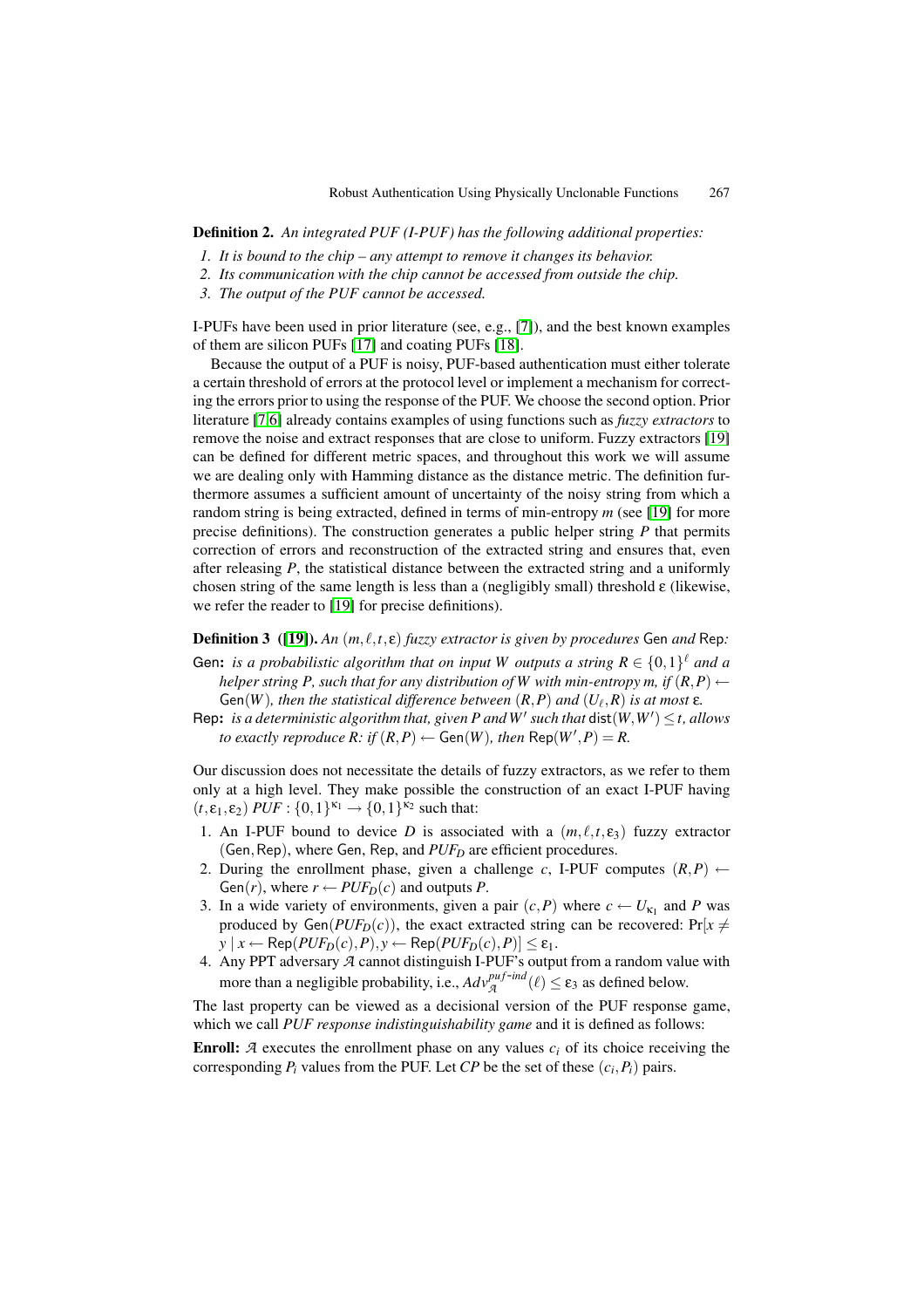**Definition 2.** *An integrated PUF (I-PUF) has the following additional properties:*

1. *It is bound to the chip – any attempt to remove it changes its behavior.*
2. *Its communication with the chip cannot be accessed from outside the chip.*
3. *The output of the PUF cannot be accessed.*

I-PUFs have been used in prior literature (see, e.g., [7]), and the best known examples of them are silicon PUFs [17] and coating PUFs [18].

Because the output of a PUF is noisy, PUF-based authentication must either tolerate a certain threshold of errors at the protocol level or implement a mechanism for correcting the errors prior to using the response of the PUF. We choose the second option. Prior literature [7,6] already contains examples of using functions such as *fuzzy extractors* to remove the noise and extract responses that are close to uniform. Fuzzy extractors [19] can be defined for different metric spaces, and throughout this work we will assume we are dealing only with Hamming distance as the distance metric. The definition furthermore assumes a sufficient amount of uncertainty of the noisy string from which a random string is being extracted, defined in terms of min-entropy $m$ (see [19] for more precise definitions). The construction generates a public helper string $P$ that permits correction of errors and reconstruction of the extracted string and ensures that, even after releasing $P$, the statistical distance between the extracted string and a uniformly chosen string of the same length is less than a (negligibly small) threshold $\varepsilon$ (likewise, we refer the reader to [19] for precise definitions).

**Definition 3 ([19]).** *An $(m, \ell, t, \varepsilon)$ fuzzy extractor is given by procedures* Gen *and* Rep*:*

Gen**:** *is a probabilistic algorithm that on input $W$ outputs a string $R \in \{0,1\}^\ell$ and a helper string $P$, such that for any distribution of $W$ with min-entropy $m$, if $(R,P) \leftarrow \mathsf{Gen}(W)$, then the statistical difference between $(R,P)$ and $(U_\ell, R)$ is at most $\varepsilon$.*

Rep**:** *is a deterministic algorithm that, given $P$ and $W'$ such that $\mathsf{dist}(W,W') \leq t$, allows to exactly reproduce $R$: if $(R,P) \leftarrow \mathsf{Gen}(W)$, then $\mathsf{Rep}(W',P) = R$.*

Our discussion does not necessitate the details of fuzzy extractors, as we refer to them only at a high level. They make possible the construction of an exact I-PUF having $(t, \varepsilon_1, \varepsilon_2)$ $PUF : \{0,1\}^{\kappa_1} \rightarrow \{0,1\}^{\kappa_2}$ such that:

1. An I-PUF bound to device $D$ is associated with a $(m, \ell, t, \varepsilon_3)$ fuzzy extractor $(\mathsf{Gen}, \mathsf{Rep})$, where $\mathsf{Gen}$, $\mathsf{Rep}$, and $PUF_D$ are efficient procedures.
2. During the enrollment phase, given a challenge $c$, I-PUF computes $(R,P) \leftarrow \mathsf{Gen}(r)$, where $r \leftarrow PUF_D(c)$ and outputs $P$.
3. In a wide variety of environments, given a pair $(c,P)$ where $c \leftarrow U_{\kappa_1}$ and $P$ was produced by $\mathsf{Gen}(PUF_D(c))$, the exact extracted string can be recovered: $\Pr[x \neq y \mid x \leftarrow \mathsf{Rep}(PUF_D(c),P), y \leftarrow \mathsf{Rep}(PUF_D(c),P)] \leq \varepsilon_1$.
4. Any PPT adversary $\mathcal{A}$ cannot distinguish I-PUF's output from a random value with more than a negligible probability, i.e., $Adv_{\mathcal{A}}^{puf\text{-}ind}(\ell) \leq \varepsilon_3$ as defined below.

The last property can be viewed as a decisional version of the PUF response game, which we call *PUF response indistinguishability game* and it is defined as follows:

**Enroll:** $\mathcal{A}$ executes the enrollment phase on any values $c_i$ of its choice receiving the corresponding $P_i$ values from the PUF. Let $CP$ be the set of these $(c_i, P_i)$ pairs.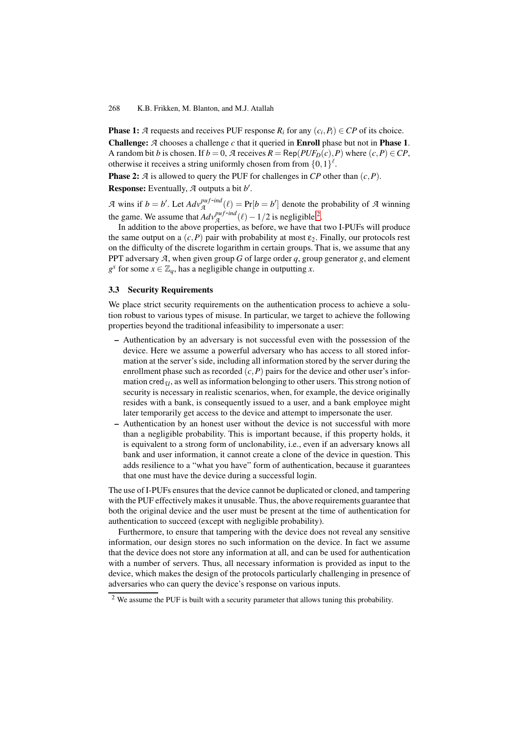**Phase 1:** $\mathcal{A}$ requests and receives PUF response $R_i$ for any $(c_i, P_i) \in CP$ of its choice.

**Challenge:** $\mathcal{A}$ chooses a challenge $c$ that it queried in **Enroll** phase but not in **Phase 1**. A random bit $b$ is chosen. If $b = 0$, $\mathcal{A}$ receives $R = \mathsf{Rep}(PUF_D(c), P)$ where $(c, P) \in CP$, otherwise it receives a string uniformly chosen from from $\{0,1\}^{\ell}$.

**Phase 2:** $\mathcal{A}$ is allowed to query the PUF for challenges in $CP$ other than $(c, P)$.

**Response:** Eventually, $\mathcal{A}$ outputs a bit $b'$.

$\mathcal{A}$ wins if $b = b'$. Let $Adv_{\mathcal{A}}^{puf\text{-}ind}(\ell) = \Pr[b = b']$ denote the probability of $\mathcal{A}$ winning the game. We assume that $Adv_{\mathcal{A}}^{puf\text{-}ind}(\ell) - 1/2$ is negligible[2].

In addition to the above properties, as before, we have that two I-PUFs will produce the same output on a $(c, P)$ pair with probability at most $\varepsilon_2$. Finally, our protocols rest on the difficulty of the discrete logarithm in certain groups. That is, we assume that any PPT adversary $\mathcal{A}$, when given group $G$ of large order $q$, group generator $g$, and element $g^x$ for some $x \in \mathbb{Z}_q$, has a negligible change in outputting $x$.

### 3.3 Security Requirements

We place strict security requirements on the authentication process to achieve a solution robust to various types of misuse. In particular, we target to achieve the following properties beyond the traditional infeasibility to impersonate a user:

- Authentication by an adversary is not successful even with the possession of the device. Here we assume a powerful adversary who has access to all stored information at the server's side, including all information stored by the server during the enrollment phase such as recorded $(c, P)$ pairs for the device and other user's information $\mathsf{cred}_{\mathcal{U}}$, as well as information belonging to other users. This strong notion of security is necessary in realistic scenarios, when, for example, the device originally resides with a bank, is consequently issued to a user, and a bank employee might later temporarily get access to the device and attempt to impersonate the user.
- Authentication by an honest user without the device is not successful with more than a negligible probability. This is important because, if this property holds, it is equivalent to a strong form of unclonability, i.e., even if an adversary knows all bank and user information, it cannot create a clone of the device in question. This adds resilience to a "what you have" form of authentication, because it guarantees that one must have the device during a successful login.

The use of I-PUFs ensures that the device cannot be duplicated or cloned, and tampering with the PUF effectively makes it unusable. Thus, the above requirements guarantee that both the original device and the user must be present at the time of authentication for authentication to succeed (except with negligible probability).

Furthermore, to ensure that tampering with the device does not reveal any sensitive information, our design stores no such information on the device. In fact we assume that the device does not store any information at all, and can be used for authentication with a number of servers. Thus, all necessary information is provided as input to the device, which makes the design of the protocols particularly challenging in presence of adversaries who can query the device's response on various inputs.

[2] We assume the PUF is built with a security parameter that allows tuning this probability.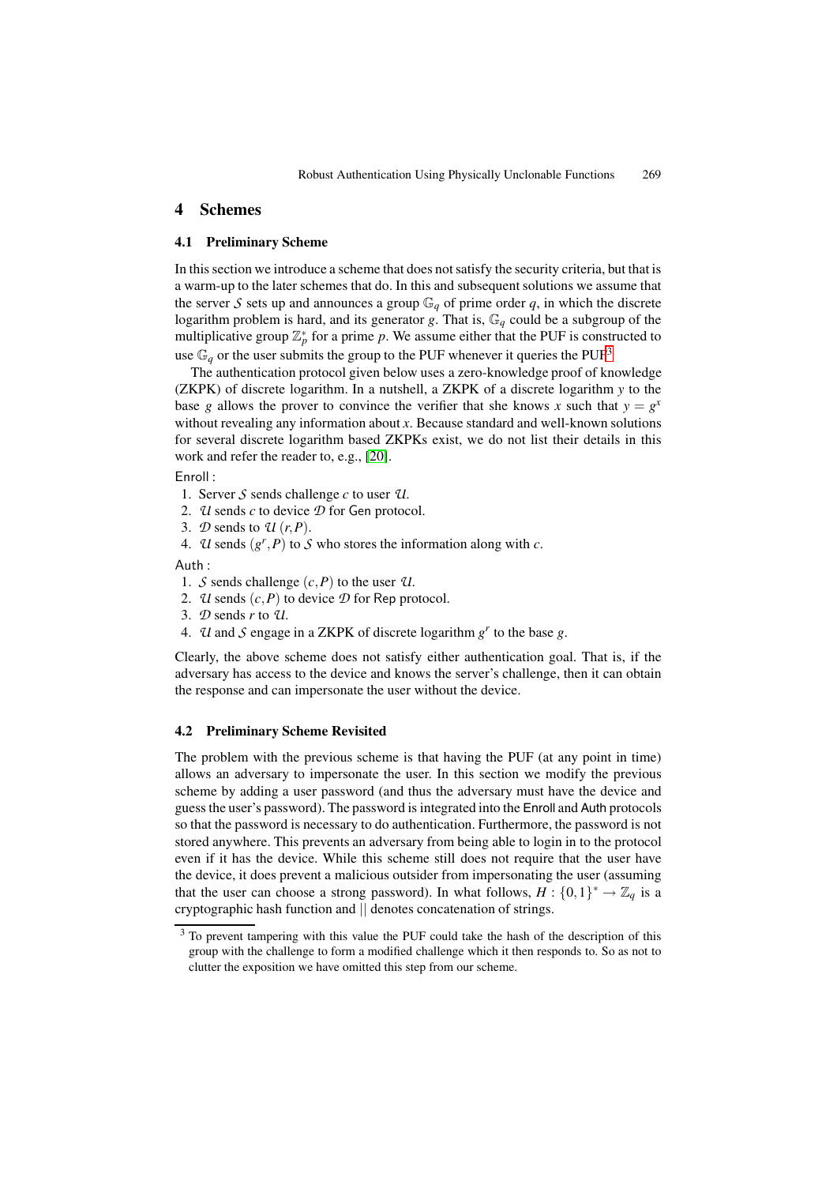## 4 Schemes

### 4.1 Preliminary Scheme

In this section we introduce a scheme that does not satisfy the security criteria, but that is a warm-up to the later schemes that do. In this and subsequent solutions we assume that the server $\mathcal{S}$ sets up and announces a group $\mathbb{G}_q$ of prime order $q$, in which the discrete logarithm problem is hard, and its generator $g$. That is, $\mathbb{G}_q$ could be a subgroup of the multiplicative group $\mathbb{Z}_p^*$ for a prime $p$. We assume either that the PUF is constructed to use $\mathbb{G}_q$ or the user submits the group to the PUF whenever it queries the PUF[3].

The authentication protocol given below uses a zero-knowledge proof of knowledge (ZKPK) of discrete logarithm. In a nutshell, a ZKPK of a discrete logarithm $y$ to the base $g$ allows the prover to convince the verifier that she knows $x$ such that $y = g^x$ without revealing any information about $x$. Because standard and well-known solutions for several discrete logarithm based ZKPKs exist, we do not list their details in this work and refer the reader to, e.g., [20].

Enroll :

1. Server $\mathcal{S}$ sends challenge $c$ to user $\mathcal{U}$.
2. $\mathcal{U}$ sends $c$ to device $\mathcal{D}$ for Gen protocol.
3. $\mathcal{D}$ sends to $\mathcal{U}$ $(r, P)$.
4. $\mathcal{U}$ sends $(g^r, P)$ to $\mathcal{S}$ who stores the information along with $c$.

Auth :

1. $\mathcal{S}$ sends challenge $(c, P)$ to the user $\mathcal{U}$.
2. $\mathcal{U}$ sends $(c, P)$ to device $\mathcal{D}$ for Rep protocol.
3. $\mathcal{D}$ sends $r$ to $\mathcal{U}$.
4. $\mathcal{U}$ and $\mathcal{S}$ engage in a ZKPK of discrete logarithm $g^r$ to the base $g$.

Clearly, the above scheme does not satisfy either authentication goal. That is, if the adversary has access to the device and knows the server's challenge, then it can obtain the response and can impersonate the user without the device.

### 4.2 Preliminary Scheme Revisited

The problem with the previous scheme is that having the PUF (at any point in time) allows an adversary to impersonate the user. In this section we modify the previous scheme by adding a user password (and thus the adversary must have the device and guess the user's password). The password is integrated into the Enroll and Auth protocols so that the password is necessary to do authentication. Furthermore, the password is not stored anywhere. This prevents an adversary from being able to login in to the protocol even if it has the device. While this scheme still does not require that the user have the device, it does prevent a malicious outsider from impersonating the user (assuming that the user can choose a strong password). In what follows, $H : \{0,1\}^* \rightarrow \mathbb{Z}_q$ is a cryptographic hash function and $||$ denotes concatenation of strings.

[3] To prevent tampering with this value the PUF could take the hash of the description of this group with the challenge to form a modified challenge which it then responds to. So as not to clutter the exposition we have omitted this step from our scheme.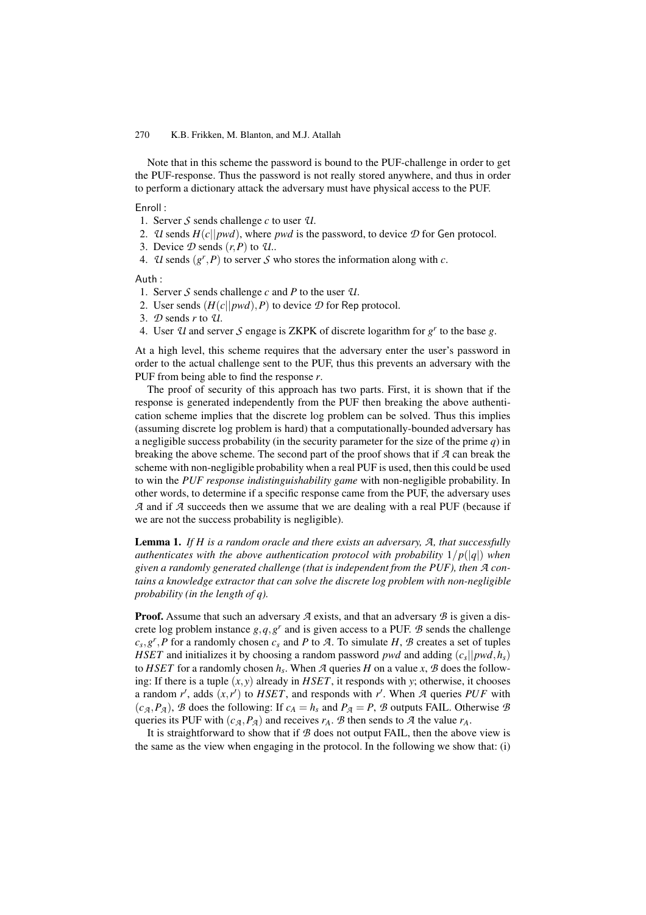Note that in this scheme the password is bound to the PUF-challenge in order to get the PUF-response. Thus the password is not really stored anywhere, and thus in order to perform a dictionary attack the adversary must have physical access to the PUF.

Enroll :

1. Server $\mathcal{S}$ sends challenge $c$ to user $\mathcal{U}$.
2. $\mathcal{U}$ sends $H(c||pwd)$, where $pwd$ is the password, to device $\mathcal{D}$ for Gen protocol.
3. Device $\mathcal{D}$ sends $(r,P)$ to $\mathcal{U}$..
4. $\mathcal{U}$ sends $(g^r,P)$ to server $\mathcal{S}$ who stores the information along with $c$.

Auth :

1. Server $\mathcal{S}$ sends challenge $c$ and $P$ to the user $\mathcal{U}$.
2. User sends $(H(c||pwd),P)$ to device $\mathcal{D}$ for Rep protocol.
3. $\mathcal{D}$ sends $r$ to $\mathcal{U}$.
4. User $\mathcal{U}$ and server $\mathcal{S}$ engage is ZKPK of discrete logarithm for $g^r$ to the base $g$.

At a high level, this scheme requires that the adversary enter the user's password in order to the actual challenge sent to the PUF, thus this prevents an adversary with the PUF from being able to find the response $r$.

The proof of security of this approach has two parts. First, it is shown that if the response is generated independently from the PUF then breaking the above authentication scheme implies that the discrete log problem can be solved. Thus this implies (assuming discrete log problem is hard) that a computationally-bounded adversary has a negligible success probability (in the security parameter for the size of the prime $q$) in breaking the above scheme. The second part of the proof shows that if $\mathcal{A}$ can break the scheme with non-negligible probability when a real PUF is used, then this could be used to win the *PUF response indistinguishability game* with non-negligible probability. In other words, to determine if a specific response came from the PUF, the adversary uses $\mathcal{A}$ and if $\mathcal{A}$ succeeds then we assume that we are dealing with a real PUF (because if we are not the success probability is negligible).

**Lemma 1.** *If $H$ is a random oracle and there exists an adversary, $\mathcal{A}$, that successfully authenticates with the above authentication protocol with probability $1/p(|q|)$ when given a randomly generated challenge (that is independent from the PUF), then $\mathcal{A}$ contains a knowledge extractor that can solve the discrete log problem with non-negligible probability (in the length of $q$).*

**Proof.** Assume that such an adversary $\mathcal{A}$ exists, and that an adversary $\mathcal{B}$ is given a discrete log problem instance $g,q,g^r$ and is given access to a PUF. $\mathcal{B}$ sends the challenge $c_s,g^r,P$ for a randomly chosen $c_s$ and $P$ to $\mathcal{A}$. To simulate $H$, $\mathcal{B}$ creates a set of tuples $HSET$ and initializes it by choosing a random password $pwd$ and adding $(c_s||pwd,h_s)$ to $HSET$ for a randomly chosen $h_s$. When $\mathcal{A}$ queries $H$ on a value $x$, $\mathcal{B}$ does the following: If there is a tuple $(x,y)$ already in $HSET$, it responds with $y$; otherwise, it chooses a random $r'$, adds $(x,r')$ to $HSET$, and responds with $r'$. When $\mathcal{A}$ queries $PUF$ with $(c_{\mathcal{A}},P_{\mathcal{A}})$, $\mathcal{B}$ does the following: If $c_A = h_s$ and $P_{\mathcal{A}} = P$, $\mathcal{B}$ outputs FAIL. Otherwise $\mathcal{B}$ queries its PUF with $(c_{\mathcal{A}},P_{\mathcal{A}})$ and receives $r_A$. $\mathcal{B}$ then sends to $\mathcal{A}$ the value $r_A$.

It is straightforward to show that if $\mathcal{B}$ does not output FAIL, then the above view is the same as the view when engaging in the protocol. In the following we show that: (i)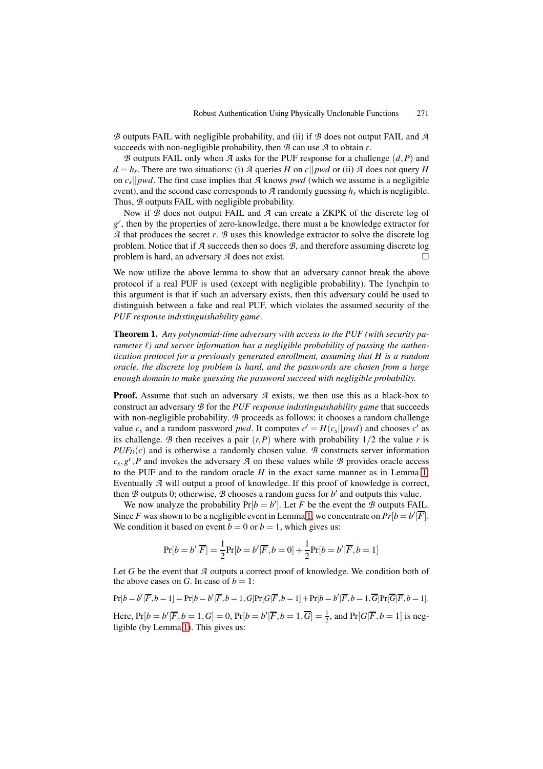$\mathcal{B}$ outputs FAIL with negligible probability, and (ii) if $\mathcal{B}$ does not output FAIL and $\mathcal{A}$ succeeds with non-negligible probability, then $\mathcal{B}$ can use $\mathcal{A}$ to obtain $r$.

$\mathcal{B}$ outputs FAIL only when $\mathcal{A}$ asks for the PUF response for a challenge $(d, P)$ and $d = h_s$. There are two situations: (i) $\mathcal{A}$ queries $H$ on $c||pwd$ or (ii) $\mathcal{A}$ does not query $H$ on $c_s||pwd$. The first case implies that $\mathcal{A}$ knows $pwd$ (which we assume is a negligible event), and the second case corresponds to $\mathcal{A}$ randomly guessing $h_s$ which is negligible. Thus, $\mathcal{B}$ outputs FAIL with negligible probability.

Now if $\mathcal{B}$ does not output FAIL and $\mathcal{A}$ can create a ZKPK of the discrete log of $g^r$, then by the properties of zero-knowledge, there must a be knowledge extractor for $\mathcal{A}$ that produces the secret $r$. $\mathcal{B}$ uses this knowledge extractor to solve the discrete log problem. Notice that if $\mathcal{A}$ succeeds then so does $\mathcal{B}$, and therefore assuming discrete log problem is hard, an adversary $\mathcal{A}$ does not exist. □

We now utilize the above lemma to show that an adversary cannot break the above protocol if a real PUF is used (except with negligible probability). The lynchpin to this argument is that if such an adversary exists, then this adversary could be used to distinguish between a fake and real PUF, which violates the assumed security of the *PUF response indistinguishability game*.

**Theorem 1.** *Any polynomial-time adversary with access to the PUF (with security parameter $\ell$) and server information has a negligible probability of passing the authentication protocol for a previously generated enrollment, assuming that H is a random oracle, the discrete log problem is hard, and the passwords are chosen from a large enough domain to make guessing the password succeed with negligible probability.*

**Proof.** Assume that such an adversary $\mathcal{A}$ exists, we then use this as a black-box to construct an adversary $\mathcal{B}$ for the *PUF response indistinguishability game* that succeeds with non-negligible probability. $\mathcal{B}$ proceeds as follows: it chooses a random challenge value $c_s$ and a random password $pwd$. It computes $c' = H(c_s||pwd)$ and chooses $c'$ as its challenge. $\mathcal{B}$ then receives a pair $(r, P)$ where with probability $1/2$ the value $r$ is $PUF_D(c)$ and is otherwise a randomly chosen value. $\mathcal{B}$ constructs server information $c_s, g^r, P$ and invokes the adversary $\mathcal{A}$ on these values while $\mathcal{B}$ provides oracle access to the PUF and to the random oracle $H$ in the exact same manner as in Lemma 1. Eventually $\mathcal{A}$ will output a proof of knowledge. If this proof of knowledge is correct, then $\mathcal{B}$ outputs 0; otherwise, $\mathcal{B}$ chooses a random guess for $b'$ and outputs this value.

We now analyze the probability $\Pr[b = b']$. Let $F$ be the event the $\mathcal{B}$ outputs FAIL. Since $F$ was shown to be a negligible event in Lemma 1, we concentrate on $Pr[b = b'|\overline{F}]$. We condition it based on event $b = 0$ or $b = 1$, which gives us:

$$\Pr[b = b'|\overline{F}] = \frac{1}{2}\Pr[b = b'|\overline{F}, b = 0] + \frac{1}{2}\Pr[b = b'|\overline{F}, b = 1]$$

Let $G$ be the event that $\mathcal{A}$ outputs a correct proof of knowledge. We condition both of the above cases on $G$. In case of $b = 1$:

$$\Pr[b = b'|\overline{F}, b = 1] = \Pr[b = b'|\overline{F}, b = 1, G]\Pr[G|\overline{F}, b = 1] + \Pr[b = b'|\overline{F}, b = 1, \overline{G}]\Pr[\overline{G}|\overline{F}, b = 1].$$

Here, $\Pr[b = b'|\overline{F}, b = 1, G] = 0$, $\Pr[b = b'|\overline{F}, b = 1, \overline{G}] = \frac{1}{2}$, and $\Pr[G|\overline{F}, b = 1]$ is negligible (by Lemma 1). This gives us: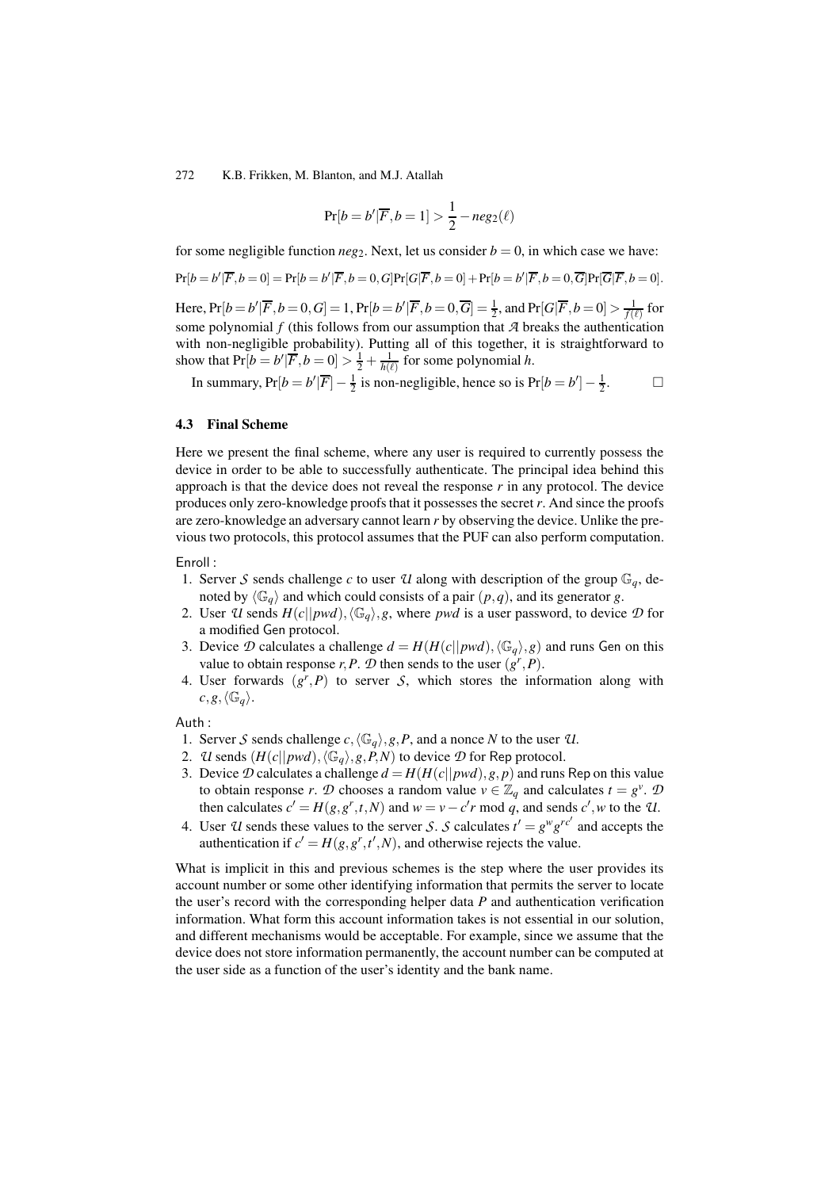$$\Pr[b = b' | \overline{F}, b = 1] > \frac{1}{2} - neg_2(\ell)$$

for some negligible function $neg_2$. Next, let us consider $b = 0$, in which case we have:

$$\Pr[b = b' | \overline{F}, b = 0] = \Pr[b = b' | \overline{F}, b = 0, G] \Pr[G | \overline{F}, b = 0] + \Pr[b = b' | \overline{F}, b = 0, \overline{G}] \Pr[\overline{G} | \overline{F}, b = 0].$$

Here, $\Pr[b = b' | \overline{F}, b = 0, G] = 1$, $\Pr[b = b' | \overline{F}, b = 0, \overline{G}] = \frac{1}{2}$, and $\Pr[G | \overline{F}, b = 0] > \frac{1}{f(\ell)}$ for some polynomial $f$ (this follows from our assumption that $\mathcal{A}$ breaks the authentication with non-negligible probability). Putting all of this together, it is straightforward to show that $\Pr[b = b' | \overline{F}, b = 0] > \frac{1}{2} + \frac{1}{h(\ell)}$ for some polynomial $h$.

In summary, $\Pr[b = b' | \overline{F}] - \frac{1}{2}$ is non-negligible, hence so is $\Pr[b = b'] - \frac{1}{2}$. □

### 4.3 Final Scheme

Here we present the final scheme, where any user is required to currently possess the device in order to be able to successfully authenticate. The principal idea behind this approach is that the device does not reveal the response $r$ in any protocol. The device produces only zero-knowledge proofs that it possesses the secret $r$. And since the proofs are zero-knowledge an adversary cannot learn $r$ by observing the device. Unlike the previous two protocols, this protocol assumes that the PUF can also perform computation.

Enroll :

1. Server $\mathcal{S}$ sends challenge $c$ to user $\mathcal{U}$ along with description of the group $\mathbb{G}_q$, denoted by $\langle \mathbb{G}_q \rangle$ and which could consists of a pair $(p, q)$, and its generator $g$.
2. User $\mathcal{U}$ sends $H(c||pwd), \langle \mathbb{G}_q \rangle, g$, where $pwd$ is a user password, to device $\mathcal{D}$ for a modified Gen protocol.
3. Device $\mathcal{D}$ calculates a challenge $d = H(H(c||pwd), \langle \mathbb{G}_q \rangle, g)$ and runs Gen on this value to obtain response $r, P$. $\mathcal{D}$ then sends to the user $(g^r, P)$.
4. User forwards $(g^r, P)$ to server $\mathcal{S}$, which stores the information along with $c, g, \langle \mathbb{G}_q \rangle$.

Auth :

1. Server $\mathcal{S}$ sends challenge $c, \langle \mathbb{G}_q \rangle, g, P$, and a nonce $N$ to the user $\mathcal{U}$.
2. $\mathcal{U}$ sends $(H(c||pwd), \langle \mathbb{G}_q \rangle, g, P, N)$ to device $\mathcal{D}$ for Rep protocol.
3. Device $\mathcal{D}$ calculates a challenge $d = H(H(c||pwd), g, p)$ and runs Rep on this value to obtain response $r$. $\mathcal{D}$ chooses a random value $v \in \mathbb{Z}_q$ and calculates $t = g^v$. $\mathcal{D}$ then calculates $c' = H(g, g^r, t, N)$ and $w = v - c'r \bmod q$, and sends $c', w$ to the $\mathcal{U}$.
4. User $\mathcal{U}$ sends these values to the server $\mathcal{S}$. $\mathcal{S}$ calculates $t' = g^w g^{rc'}$ and accepts the authentication if $c' = H(g, g^r, t', N)$, and otherwise rejects the value.

What is implicit in this and previous schemes is the step where the user provides its account number or some other identifying information that permits the server to locate the user's record with the corresponding helper data $P$ and authentication verification information. What form this account information takes is not essential in our solution, and different mechanisms would be acceptable. For example, since we assume that the device does not store information permanently, the account number can be computed at the user side as a function of the user's identity and the bank name.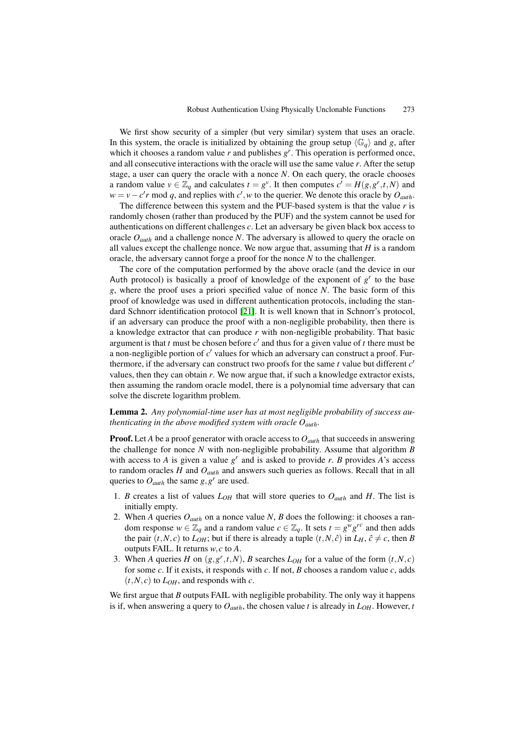We first show security of a simpler (but very similar) system that uses an oracle. In this system, the oracle is initialized by obtaining the group setup $\langle \mathbb{G}_q \rangle$ and $g$, after which it chooses a random value $r$ and publishes $g^r$. This operation is performed once, and all consecutive interactions with the oracle will use the same value $r$. After the setup stage, a user can query the oracle with a nonce $N$. On each query, the oracle chooses a random value $v \in \mathbb{Z}_q$ and calculates $t = g^v$. It then computes $c' = H(g, g^r, t, N)$ and $w = v - c'r \bmod q$, and replies with $c', w$ to the querier. We denote this oracle by $O_{auth}$.

The difference between this system and the PUF-based system is that the value $r$ is randomly chosen (rather than produced by the PUF) and the system cannot be used for authentications on different challenges $c$. Let an adversary be given black box access to oracle $O_{auth}$ and a challenge nonce $N$. The adversary is allowed to query the oracle on all values except the challenge nonce. We now argue that, assuming that $H$ is a random oracle, the adversary cannot forge a proof for the nonce $N$ to the challenger.

The core of the computation performed by the above oracle (and the device in our Auth protocol) is basically a proof of knowledge of the exponent of $g^r$ to the base $g$, where the proof uses a priori specified value of nonce $N$. The basic form of this proof of knowledge was used in different authentication protocols, including the standard Schnorr identification protocol [21]. It is well known that in Schnorr's protocol, if an adversary can produce the proof with a non-negligible probability, then there is a knowledge extractor that can produce $r$ with non-negligible probability. That basic argument is that $t$ must be chosen before $c'$ and thus for a given value of $t$ there must be a non-negligible portion of $c'$ values for which an adversary can construct a proof. Furthermore, if the adversary can construct two proofs for the same $t$ value but different $c'$ values, then they can obtain $r$. We now argue that, if such a knowledge extractor exists, then assuming the random oracle model, there is a polynomial time adversary that can solve the discrete logarithm problem.

**Lemma 2.** *Any polynomial-time user has at most negligible probability of success authenticating in the above modified system with oracle $O_{auth}$.*

**Proof.** Let $A$ be a proof generator with oracle access to $O_{auth}$ that succeeds in answering the challenge for nonce $N$ with non-negligible probability. Assume that algorithm $B$ with access to $A$ is given a value $g^r$ and is asked to provide $r$. $B$ provides $A$'s access to random oracles $H$ and $O_{auth}$ and answers such queries as follows. Recall that in all queries to $O_{auth}$ the same $g, g^r$ are used.

1. $B$ creates a list of values $L_{OH}$ that will store queries to $O_{auth}$ and $H$. The list is initially empty.
2. When $A$ queries $O_{auth}$ on a nonce value $N$, $B$ does the following: it chooses a random response $w \in \mathbb{Z}_q$ and a random value $c \in \mathbb{Z}_q$. It sets $t = g^w g^{rc}$ and then adds the pair $(t, N, c)$ to $L_{OH}$; but if there is already a tuple $(t, N, \hat{c})$ in $L_H$, $\hat{c} \neq c$, then $B$ outputs FAIL. It returns $w, c$ to $A$.
3. When $A$ queries $H$ on $(g, g^r, t, N)$, $B$ searches $L_{OH}$ for a value of the form $(t, N, c)$ for some $c$. If it exists, it responds with $c$. If not, $B$ chooses a random value $c$, adds $(t, N, c)$ to $L_{OH}$, and responds with $c$.

We first argue that $B$ outputs FAIL with negligible probability. The only way it happens is if, when answering a query to $O_{auth}$, the chosen value $t$ is already in $L_{OH}$. However, $t$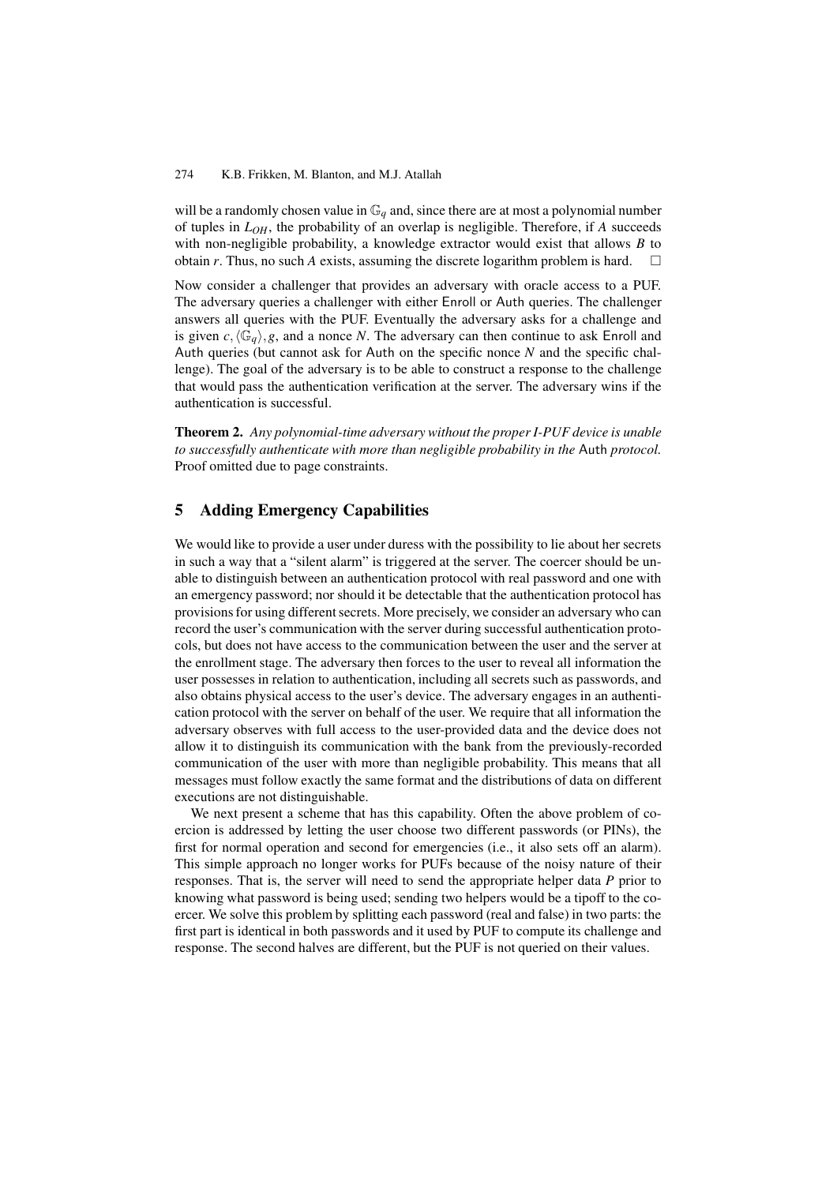will be a randomly chosen value in $\mathbb{G}_q$ and, since there are at most a polynomial number of tuples in $L_{OH}$, the probability of an overlap is negligible. Therefore, if $A$ succeeds with non-negligible probability, a knowledge extractor would exist that allows $B$ to obtain $r$. Thus, no such $A$ exists, assuming the discrete logarithm problem is hard. □

Now consider a challenger that provides an adversary with oracle access to a PUF. The adversary queries a challenger with either Enroll or Auth queries. The challenger answers all queries with the PUF. Eventually the adversary asks for a challenge and is given $c, \langle \mathbb{G}_q \rangle, g$, and a nonce $N$. The adversary can then continue to ask Enroll and Auth queries (but cannot ask for Auth on the specific nonce $N$ and the specific challenge). The goal of the adversary is to be able to construct a response to the challenge that would pass the authentication verification at the server. The adversary wins if the authentication is successful.

**Theorem 2.** *Any polynomial-time adversary without the proper I-PUF device is unable to successfully authenticate with more than negligible probability in the* Auth *protocol.* Proof omitted due to page constraints.

## 5 Adding Emergency Capabilities

We would like to provide a user under duress with the possibility to lie about her secrets in such a way that a "silent alarm" is triggered at the server. The coercer should be unable to distinguish between an authentication protocol with real password and one with an emergency password; nor should it be detectable that the authentication protocol has provisions for using different secrets. More precisely, we consider an adversary who can record the user's communication with the server during successful authentication protocols, but does not have access to the communication between the user and the server at the enrollment stage. The adversary then forces to the user to reveal all information the user possesses in relation to authentication, including all secrets such as passwords, and also obtains physical access to the user's device. The adversary engages in an authentication protocol with the server on behalf of the user. We require that all information the adversary observes with full access to the user-provided data and the device does not allow it to distinguish its communication with the bank from the previously-recorded communication of the user with more than negligible probability. This means that all messages must follow exactly the same format and the distributions of data on different executions are not distinguishable.

We next present a scheme that has this capability. Often the above problem of coercion is addressed by letting the user choose two different passwords (or PINs), the first for normal operation and second for emergencies (i.e., it also sets off an alarm). This simple approach no longer works for PUFs because of the noisy nature of their responses. That is, the server will need to send the appropriate helper data $P$ prior to knowing what password is being used; sending two helpers would be a tipoff to the coercer. We solve this problem by splitting each password (real and false) in two parts: the first part is identical in both passwords and it used by PUF to compute its challenge and response. The second halves are different, but the PUF is not queried on their values.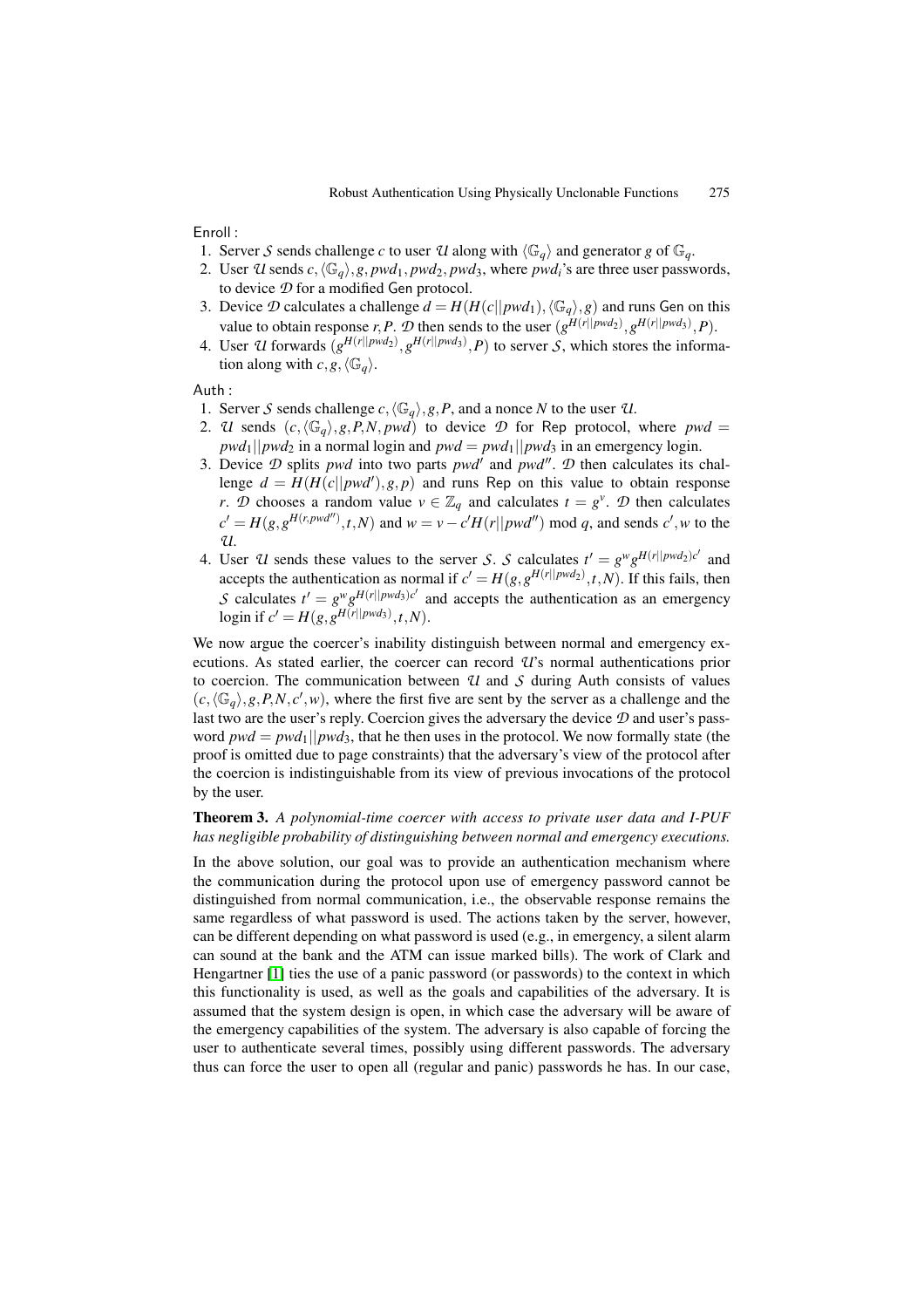Enroll :

1. Server $\mathcal{S}$ sends challenge $c$ to user $\mathcal{U}$ along with $\langle \mathbb{G}_q \rangle$ and generator $g$ of $\mathbb{G}_q$.
2. User $\mathcal{U}$ sends $c, \langle \mathbb{G}_q \rangle, g, pwd_1, pwd_2, pwd_3$, where $pwd_i$'s are three user passwords, to device $\mathcal{D}$ for a modified Gen protocol.
3. Device $\mathcal{D}$ calculates a challenge $d = H(H(c||pwd_1), \langle \mathbb{G}_q \rangle, g)$ and runs Gen on this value to obtain response $r, P$. $\mathcal{D}$ then sends to the user $(g^{H(r||pwd_2)}, g^{H(r||pwd_3)}, P)$.
4. User $\mathcal{U}$ forwards $(g^{H(r||pwd_2)}, g^{H(r||pwd_3)}, P)$ to server $\mathcal{S}$, which stores the information along with $c, g, \langle \mathbb{G}_q \rangle$.

Auth :

1. Server $\mathcal{S}$ sends challenge $c, \langle \mathbb{G}_q \rangle, g, P$, and a nonce $N$ to the user $\mathcal{U}$.
2. $\mathcal{U}$ sends $(c, \langle \mathbb{G}_q \rangle, g, P, N, pwd)$ to device $\mathcal{D}$ for Rep protocol, where $pwd = pwd_1||pwd_2$ in a normal login and $pwd = pwd_1||pwd_3$ in an emergency login.
3. Device $\mathcal{D}$ splits $pwd$ into two parts $pwd'$ and $pwd''$. $\mathcal{D}$ then calculates its challenge $d = H(H(c||pwd'), g, p)$ and runs Rep on this value to obtain response $r$. $\mathcal{D}$ chooses a random value $v \in \mathbb{Z}_q$ and calculates $t = g^v$. $\mathcal{D}$ then calculates $c' = H(g, g^{H(r, pwd'')}, t, N)$ and $w = v - c'H(r||pwd'') \bmod q$, and sends $c', w$ to the $\mathcal{U}$.
4. User $\mathcal{U}$ sends these values to the server $\mathcal{S}$. $\mathcal{S}$ calculates $t' = g^w g^{H(r||pwd_2)c'}$ and accepts the authentication as normal if $c' = H(g, g^{H(r||pwd_2)}, t, N)$. If this fails, then $\mathcal{S}$ calculates $t' = g^w g^{H(r||pwd_3)c'}$ and accepts the authentication as an emergency login if $c' = H(g, g^{H(r||pwd_3)}, t, N)$.

We now argue the coercer's inability distinguish between normal and emergency executions. As stated earlier, the coercer can record $\mathcal{U}$'s normal authentications prior to coercion. The communication between $\mathcal{U}$ and $\mathcal{S}$ during Auth consists of values $(c, \langle \mathbb{G}_q \rangle, g, P, N, c', w)$, where the first five are sent by the server as a challenge and the last two are the user's reply. Coercion gives the adversary the device $\mathcal{D}$ and user's password $pwd = pwd_1||pwd_3$, that he then uses in the protocol. We now formally state (the proof is omitted due to page constraints) that the adversary's view of the protocol after the coercion is indistinguishable from its view of previous invocations of the protocol by the user.

**Theorem 3.** *A polynomial-time coercer with access to private user data and I-PUF has negligible probability of distinguishing between normal and emergency executions.*

In the above solution, our goal was to provide an authentication mechanism where the communication during the protocol upon use of emergency password cannot be distinguished from normal communication, i.e., the observable response remains the same regardless of what password is used. The actions taken by the server, however, can be different depending on what password is used (e.g., in emergency, a silent alarm can sound at the bank and the ATM can issue marked bills). The work of Clark and Hengartner [1] ties the use of a panic password (or passwords) to the context in which this functionality is used, as well as the goals and capabilities of the adversary. It is assumed that the system design is open, in which case the adversary will be aware of the emergency capabilities of the system. The adversary is also capable of forcing the user to authenticate several times, possibly using different passwords. The adversary thus can force the user to open all (regular and panic) passwords he has. In our case,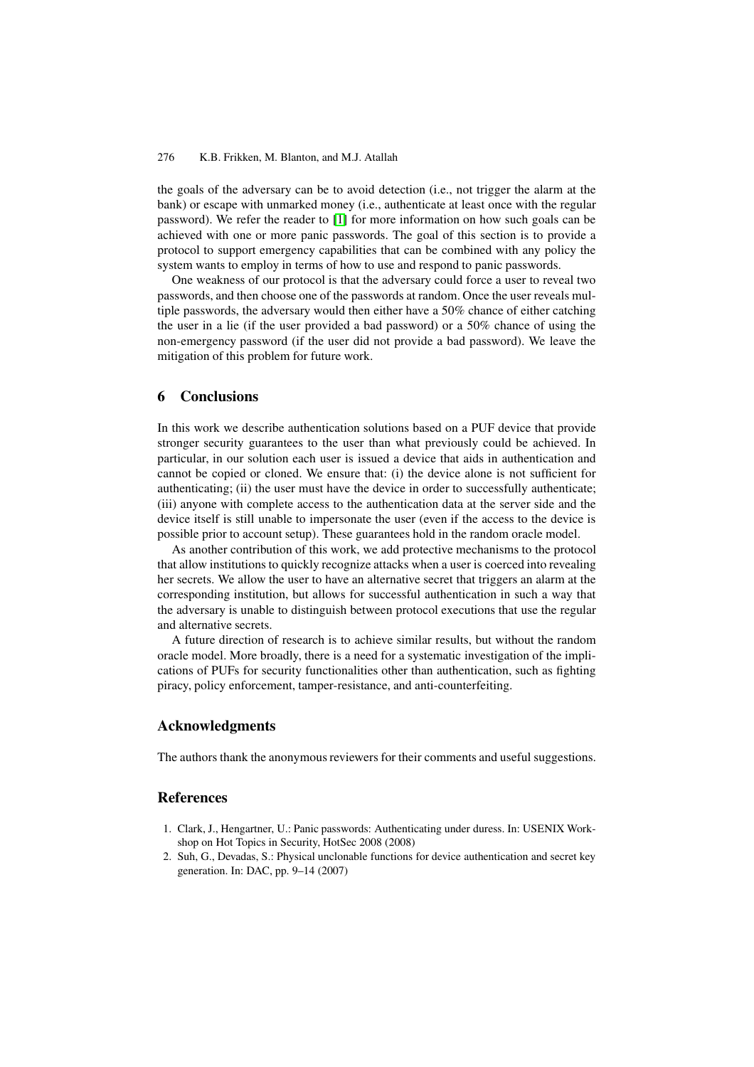the goals of the adversary can be to avoid detection (i.e., not trigger the alarm at the bank) or escape with unmarked money (i.e., authenticate at least once with the regular password). We refer the reader to [1] for more information on how such goals can be achieved with one or more panic passwords. The goal of this section is to provide a protocol to support emergency capabilities that can be combined with any policy the system wants to employ in terms of how to use and respond to panic passwords.

One weakness of our protocol is that the adversary could force a user to reveal two passwords, and then choose one of the passwords at random. Once the user reveals multiple passwords, the adversary would then either have a 50% chance of either catching the user in a lie (if the user provided a bad password) or a 50% chance of using the non-emergency password (if the user did not provide a bad password). We leave the mitigation of this problem for future work.

## 6 Conclusions

In this work we describe authentication solutions based on a PUF device that provide stronger security guarantees to the user than what previously could be achieved. In particular, in our solution each user is issued a device that aids in authentication and cannot be copied or cloned. We ensure that: (i) the device alone is not sufficient for authenticating; (ii) the user must have the device in order to successfully authenticate; (iii) anyone with complete access to the authentication data at the server side and the device itself is still unable to impersonate the user (even if the access to the device is possible prior to account setup). These guarantees hold in the random oracle model.

As another contribution of this work, we add protective mechanisms to the protocol that allow institutions to quickly recognize attacks when a user is coerced into revealing her secrets. We allow the user to have an alternative secret that triggers an alarm at the corresponding institution, but allows for successful authentication in such a way that the adversary is unable to distinguish between protocol executions that use the regular and alternative secrets.

A future direction of research is to achieve similar results, but without the random oracle model. More broadly, there is a need for a systematic investigation of the implications of PUFs for security functionalities other than authentication, such as fighting piracy, policy enforcement, tamper-resistance, and anti-counterfeiting.

## Acknowledgments

The authors thank the anonymous reviewers for their comments and useful suggestions.

## References

1. Clark, J., Hengartner, U.: Panic passwords: Authenticating under duress. In: USENIX Workshop on Hot Topics in Security, HotSec 2008 (2008)
2. Suh, G., Devadas, S.: Physical unclonable functions for device authentication and secret key generation. In: DAC, pp. 9–14 (2007)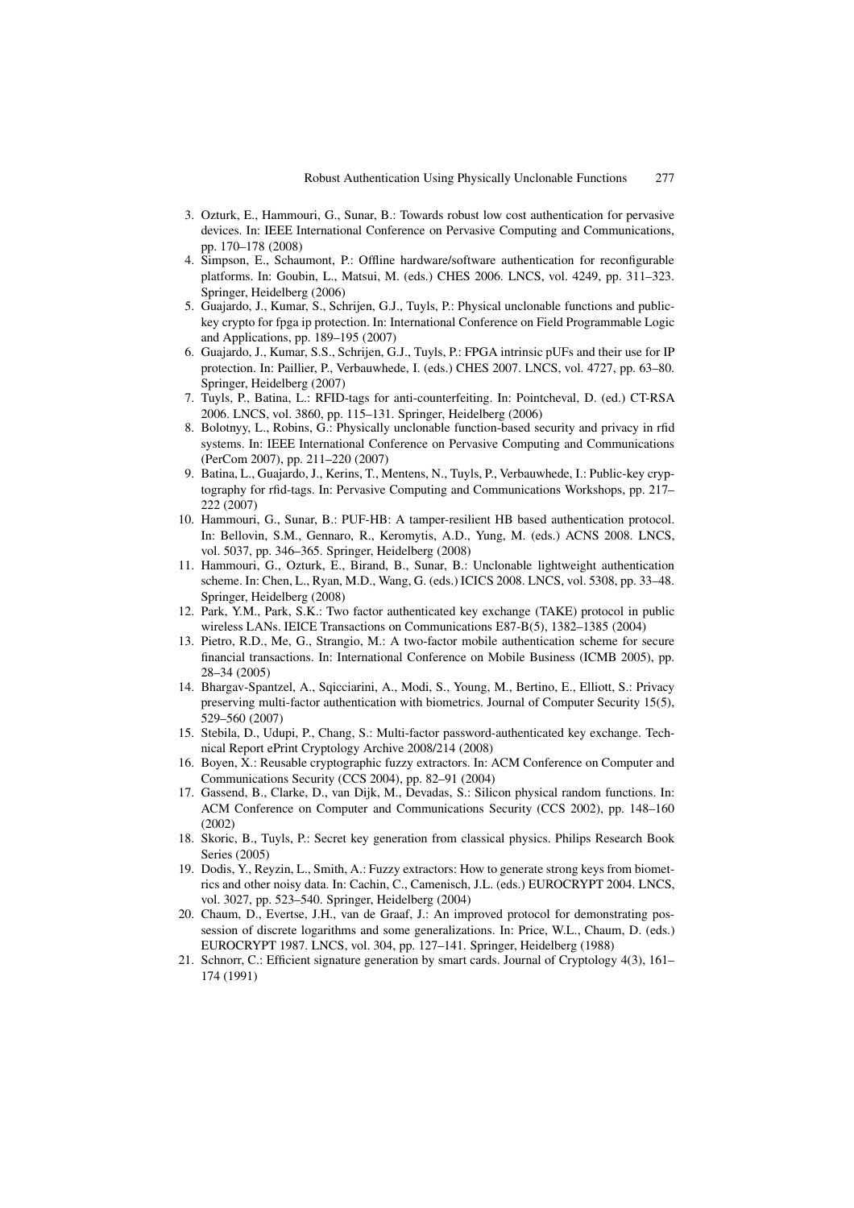3. Ozturk, E., Hammouri, G., Sunar, B.: Towards robust low cost authentication for pervasive devices. In: IEEE International Conference on Pervasive Computing and Communications, pp. 170–178 (2008)
4. Simpson, E., Schaumont, P.: Offline hardware/software authentication for reconfigurable platforms. In: Goubin, L., Matsui, M. (eds.) CHES 2006. LNCS, vol. 4249, pp. 311–323. Springer, Heidelberg (2006)
5. Guajardo, J., Kumar, S., Schrijen, G.J., Tuyls, P.: Physical unclonable functions and public-key crypto for fpga ip protection. In: International Conference on Field Programmable Logic and Applications, pp. 189–195 (2007)
6. Guajardo, J., Kumar, S.S., Schrijen, G.J., Tuyls, P.: FPGA intrinsic pUFs and their use for IP protection. In: Paillier, P., Verbauwhede, I. (eds.) CHES 2007. LNCS, vol. 4727, pp. 63–80. Springer, Heidelberg (2007)
7. Tuyls, P., Batina, L.: RFID-tags for anti-counterfeiting. In: Pointcheval, D. (ed.) CT-RSA 2006. LNCS, vol. 3860, pp. 115–131. Springer, Heidelberg (2006)
8. Bolotnyy, L., Robins, G.: Physically unclonable function-based security and privacy in rfid systems. In: IEEE International Conference on Pervasive Computing and Communications (PerCom 2007), pp. 211–220 (2007)
9. Batina, L., Guajardo, J., Kerins, T., Mentens, N., Tuyls, P., Verbauwhede, I.: Public-key cryptography for rfid-tags. In: Pervasive Computing and Communications Workshops, pp. 217–222 (2007)
10. Hammouri, G., Sunar, B.: PUF-HB: A tamper-resilient HB based authentication protocol. In: Bellovin, S.M., Gennaro, R., Keromytis, A.D., Yung, M. (eds.) ACNS 2008. LNCS, vol. 5037, pp. 346–365. Springer, Heidelberg (2008)
11. Hammouri, G., Ozturk, E., Birand, B., Sunar, B.: Unclonable lightweight authentication scheme. In: Chen, L., Ryan, M.D., Wang, G. (eds.) ICICS 2008. LNCS, vol. 5308, pp. 33–48. Springer, Heidelberg (2008)
12. Park, Y.M., Park, S.K.: Two factor authenticated key exchange (TAKE) protocol in public wireless LANs. IEICE Transactions on Communications E87-B(5), 1382–1385 (2004)
13. Pietro, R.D., Me, G., Strangio, M.: A two-factor mobile authentication scheme for secure financial transactions. In: International Conference on Mobile Business (ICMB 2005), pp. 28–34 (2005)
14. Bhargav-Spantzel, A., Sqicciarini, A., Modi, S., Young, M., Bertino, E., Elliott, S.: Privacy preserving multi-factor authentication with biometrics. Journal of Computer Security 15(5), 529–560 (2007)
15. Stebila, D., Udupi, P., Chang, S.: Multi-factor password-authenticated key exchange. Technical Report ePrint Cryptology Archive 2008/214 (2008)
16. Boyen, X.: Reusable cryptographic fuzzy extractors. In: ACM Conference on Computer and Communications Security (CCS 2004), pp. 82–91 (2004)
17. Gassend, B., Clarke, D., van Dijk, M., Devadas, S.: Silicon physical random functions. In: ACM Conference on Computer and Communications Security (CCS 2002), pp. 148–160 (2002)
18. Skoric, B., Tuyls, P.: Secret key generation from classical physics. Philips Research Book Series (2005)
19. Dodis, Y., Reyzin, L., Smith, A.: Fuzzy extractors: How to generate strong keys from biometrics and other noisy data. In: Cachin, C., Camenisch, J.L. (eds.) EUROCRYPT 2004. LNCS, vol. 3027, pp. 523–540. Springer, Heidelberg (2004)
20. Chaum, D., Evertse, J.H., van de Graaf, J.: An improved protocol for demonstrating possession of discrete logarithms and some generalizations. In: Price, W.L., Chaum, D. (eds.) EUROCRYPT 1987. LNCS, vol. 304, pp. 127–141. Springer, Heidelberg (1988)
21. Schnorr, C.: Efficient signature generation by smart cards. Journal of Cryptology 4(3), 161–174 (1991)